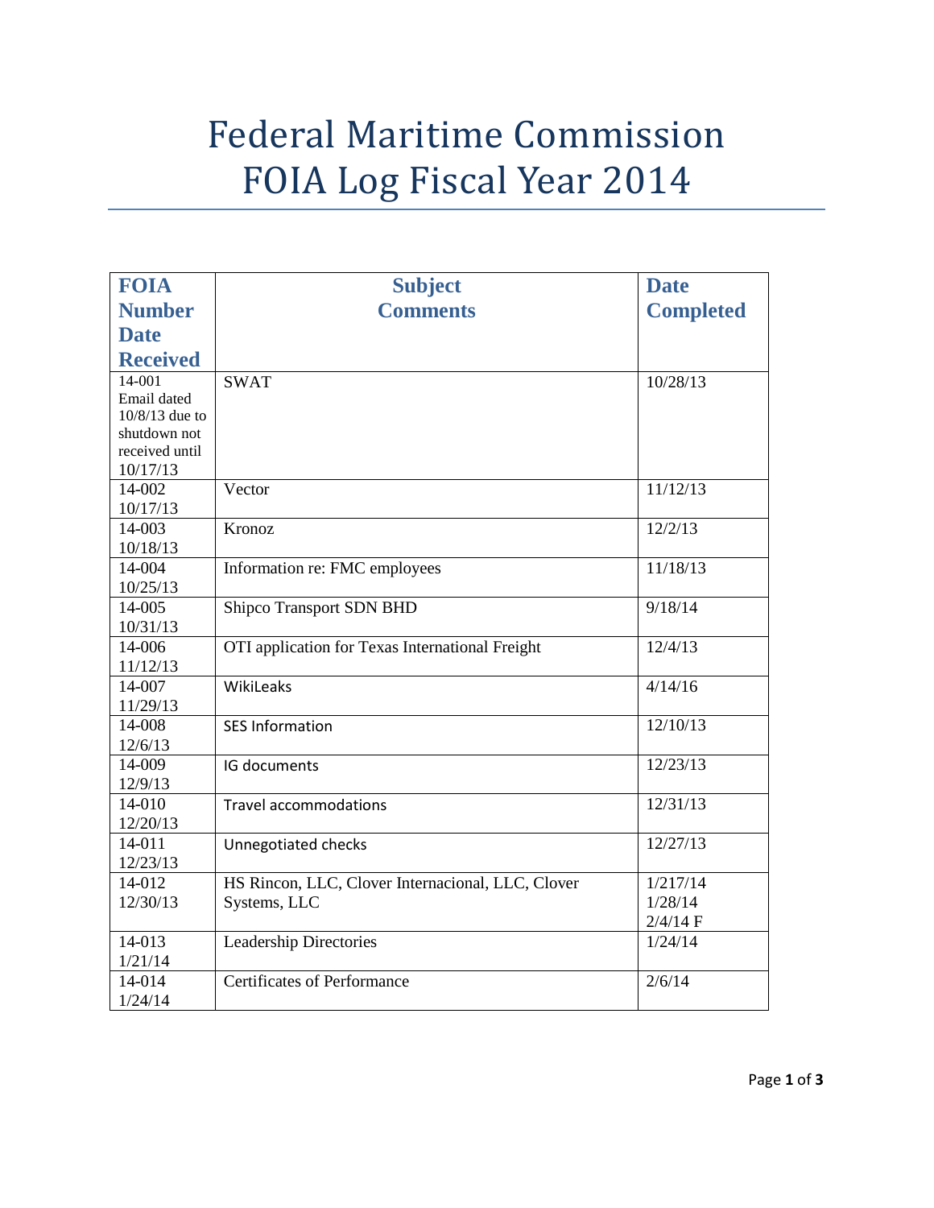# Federal Maritime Commission FOIA Log Fiscal Year 2014

| FOIA Number Date Received | Subject Comments | Date Completed |
|---|---|---|
| 14-001 Email dated 10/8/13 due to shutdown not received until 10/17/13 | SWAT | 10/28/13 |
| 14-002 10/17/13 | Vector | 11/12/13 |
| 14-003 10/18/13 | Kronoz | 12/2/13 |
| 14-004 10/25/13 | Information re: FMC employees | 11/18/13 |
| 14-005 10/31/13 | Shipco Transport SDN BHD | 9/18/14 |
| 14-006 11/12/13 | OTI application for Texas International Freight | 12/4/13 |
| 14-007 11/29/13 | WikiLeaks | 4/14/16 |
| 14-008 12/6/13 | SES Information | 12/10/13 |
| 14-009 12/9/13 | IG documents | 12/23/13 |
| 14-010 12/20/13 | Travel accommodations | 12/31/13 |
| 14-011 12/23/13 | Unnegotiated checks | 12/27/13 |
| 14-012 12/30/13 | HS Rincon, LLC, Clover Internacional, LLC, Clover Systems, LLC | 1/217/14 1/28/14 2/4/14 F |
| 14-013 1/21/14 | Leadership Directories | 1/24/14 |
| 14-014 1/24/14 | Certificates of Performance | 2/6/14 |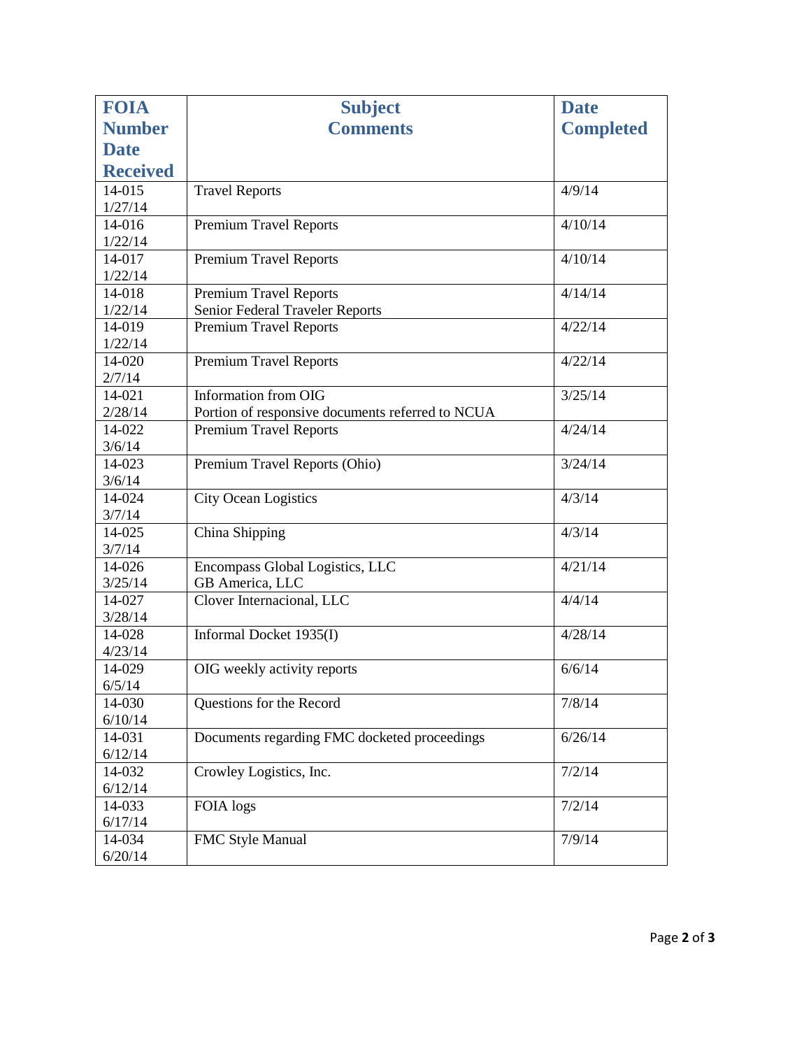| FOIA Number Date Received | Subject Comments | Date Completed |
|---|---|---|
| 14-015 1/27/14 | Travel Reports | 4/9/14 |
| 14-016 1/22/14 | Premium Travel Reports | 4/10/14 |
| 14-017 1/22/14 | Premium Travel Reports | 4/10/14 |
| 14-018 1/22/14 | Premium Travel Reports Senior Federal Traveler Reports | 4/14/14 |
| 14-019 1/22/14 | Premium Travel Reports | 4/22/14 |
| 14-020 2/7/14 | Premium Travel Reports | 4/22/14 |
| 14-021 2/28/14 | Information from OIG Portion of responsive documents referred to NCUA | 3/25/14 |
| 14-022 3/6/14 | Premium Travel Reports | 4/24/14 |
| 14-023 3/6/14 | Premium Travel Reports (Ohio) | 3/24/14 |
| 14-024 3/7/14 | City Ocean Logistics | 4/3/14 |
| 14-025 3/7/14 | China Shipping | 4/3/14 |
| 14-026 3/25/14 | Encompass Global Logistics, LLC GB America, LLC | 4/21/14 |
| 14-027 3/28/14 | Clover Internacional, LLC | 4/4/14 |
| 14-028 4/23/14 | Informal Docket 1935(I) | 4/28/14 |
| 14-029 6/5/14 | OIG weekly activity reports | 6/6/14 |
| 14-030 6/10/14 | Questions for the Record | 7/8/14 |
| 14-031 6/12/14 | Documents regarding FMC docketed proceedings | 6/26/14 |
| 14-032 6/12/14 | Crowley Logistics, Inc. | 7/2/14 |
| 14-033 6/17/14 | FOIA logs | 7/2/14 |
| 14-034 6/20/14 | FMC Style Manual | 7/9/14 |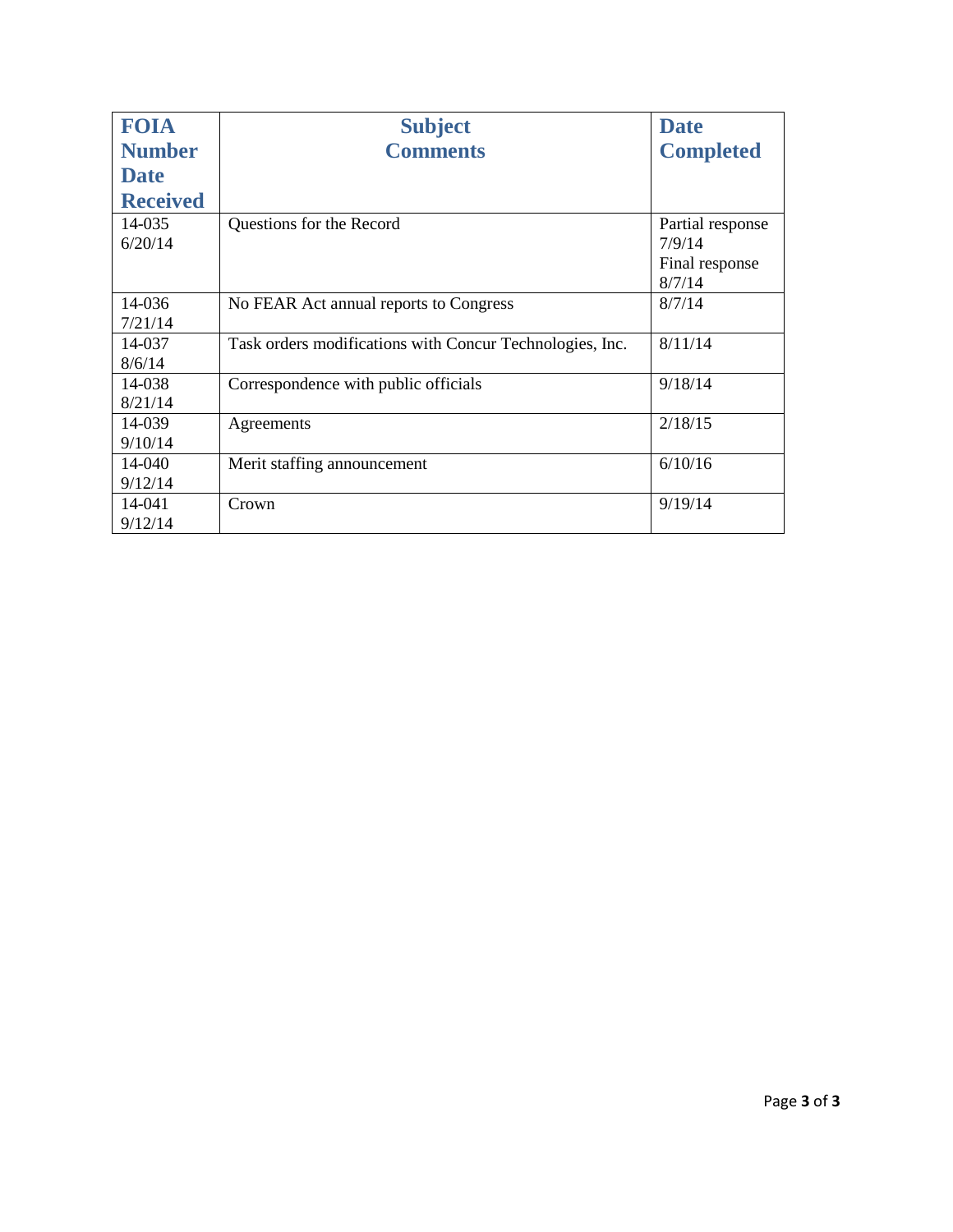| FOIA Number Date Received | Subject Comments | Date Completed |
|---|---|---|
| 14-035 6/20/14 | Questions for the Record | Partial response 7/9/14 Final response 8/7/14 |
| 14-036 7/21/14 | No FEAR Act annual reports to Congress | 8/7/14 |
| 14-037 8/6/14 | Task orders modifications with Concur Technologies, Inc. | 8/11/14 |
| 14-038 8/21/14 | Correspondence with public officials | 9/18/14 |
| 14-039 9/10/14 | Agreements | 2/18/15 |
| 14-040 9/12/14 | Merit staffing announcement | 6/10/16 |
| 14-041 9/12/14 | Crown | 9/19/14 |